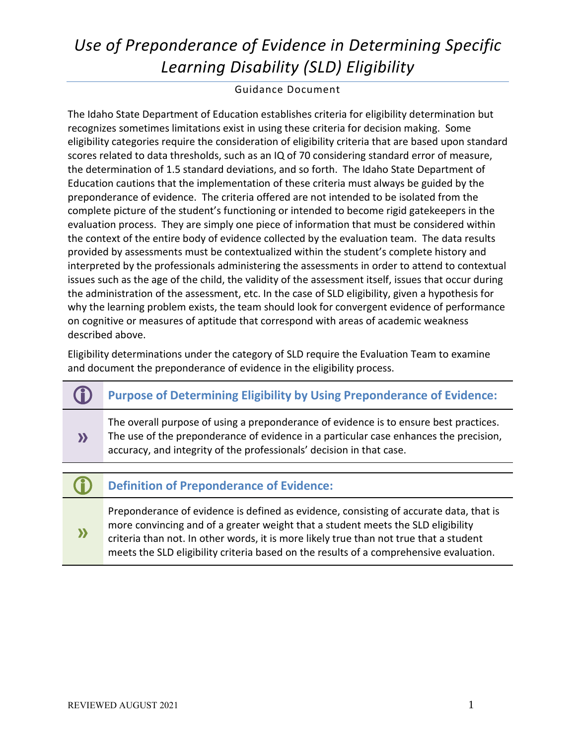# *Use of Preponderance of Evidence in Determining Specific Learning Disability (SLD) Eligibility*

Guidance Document

The Idaho State Department of Education establishes criteria for eligibility determination but recognizes sometimes limitations exist in using these criteria for decision making. Some eligibility categories require the consideration of eligibility criteria that are based upon standard scores related to data thresholds, such as an IQ of 70 considering standard error of measure, the determination of 1.5 standard deviations, and so forth. The Idaho State Department of Education cautions that the implementation of these criteria must always be guided by the preponderance of evidence. The criteria offered are not intended to be isolated from the complete picture of the student's functioning or intended to become rigid gatekeepers in the evaluation process. They are simply one piece of information that must be considered within the context of the entire body of evidence collected by the evaluation team. The data results provided by assessments must be contextualized within the student's complete history and interpreted by the professionals administering the assessments in order to attend to contextual issues such as the age of the child, the validity of the assessment itself, issues that occur during the administration of the assessment, etc. In the case of SLD eligibility, given a hypothesis for why the learning problem exists, the team should look for convergent evidence of performance on cognitive or measures of aptitude that correspond with areas of academic weakness described above.

Eligibility determinations under the category of SLD require the Evaluation Team to examine and document the preponderance of evidence in the eligibility process.

## Purpose of Determining Eligibility by Using Preponderance of Evidence:

» The overall purpose of using a preponderance of evidence is to ensure best practices. The use of the preponderance of evidence in a particular case enhances the precision, accuracy, and integrity of the professionals' decision in that case.

## Definition of Preponderance of Evidence:

» Preponderance of evidence is defined as evidence, consisting of accurate data, that is more convincing and of a greater weight that a student meets the SLD eligibility criteria than not. In other words, it is more likely true than not true that a student meets the SLD eligibility criteria based on the results of a comprehensive evaluation.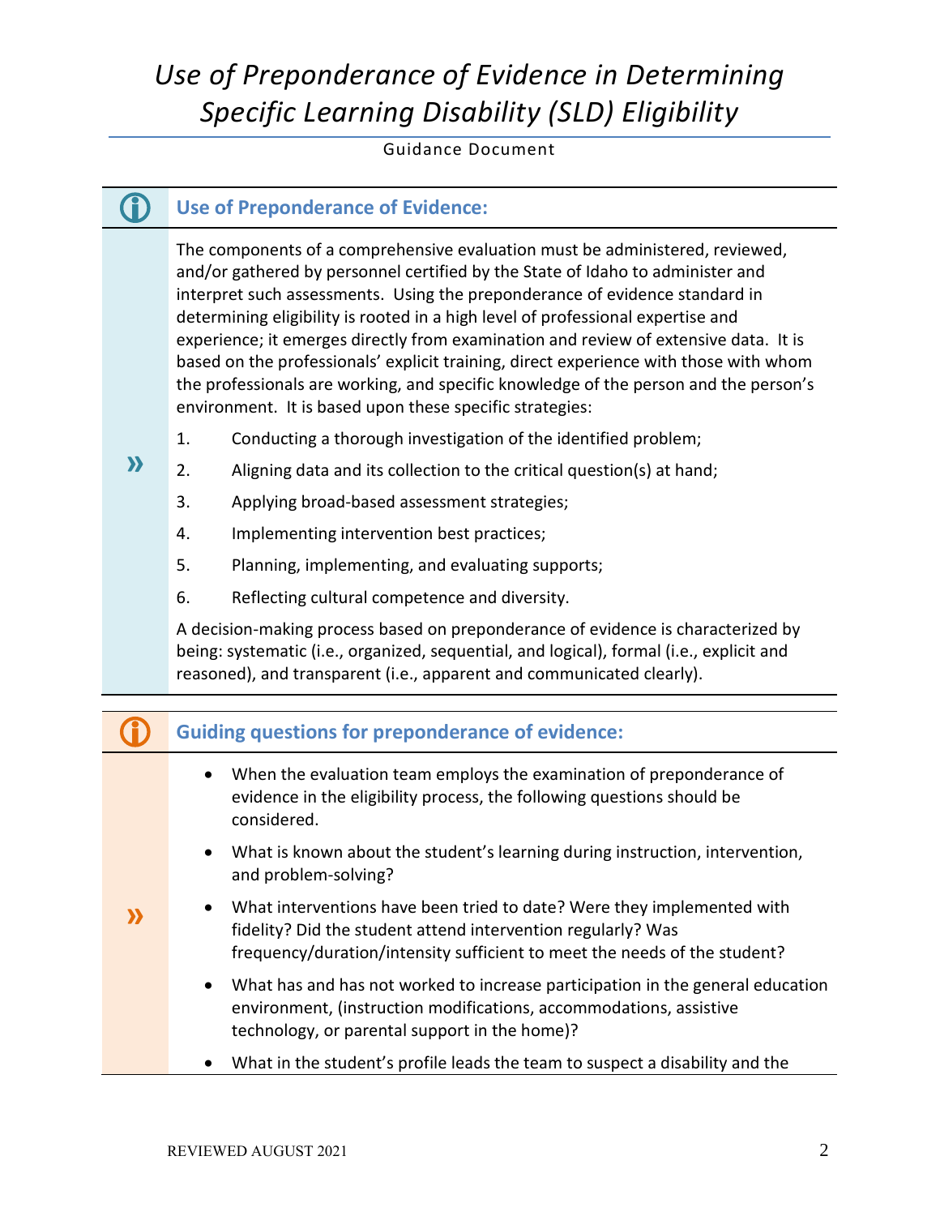# *Use of Preponderance of Evidence in Determining Specific Learning Disability (SLD) Eligibility*

Guidance Document

## Use of Preponderance of Evidence:

The components of a comprehensive evaluation must be administered, reviewed, and/or gathered by personnel certified by the State of Idaho to administer and interpret such assessments. Using the preponderance of evidence standard in determining eligibility is rooted in a high level of professional expertise and experience; it emerges directly from examination and review of extensive data. It is based on the professionals' explicit training, direct experience with those with whom the professionals are working, and specific knowledge of the person and the person's environment. It is based upon these specific strategies:

1. Conducting a thorough investigation of the identified problem;
2. Aligning data and its collection to the critical question(s) at hand;
3. Applying broad-based assessment strategies;
4. Implementing intervention best practices;
5. Planning, implementing, and evaluating supports;
6. Reflecting cultural competence and diversity.

A decision-making process based on preponderance of evidence is characterized by being: systematic (i.e., organized, sequential, and logical), formal (i.e., explicit and reasoned), and transparent (i.e., apparent and communicated clearly).

## Guiding questions for preponderance of evidence:

- When the evaluation team employs the examination of preponderance of evidence in the eligibility process, the following questions should be considered.
- What is known about the student's learning during instruction, intervention, and problem-solving?
- What interventions have been tried to date? Were they implemented with fidelity? Did the student attend intervention regularly? Was frequency/duration/intensity sufficient to meet the needs of the student?
- What has and has not worked to increase participation in the general education environment, (instruction modifications, accommodations, assistive technology, or parental support in the home)?
- What in the student's profile leads the team to suspect a disability and the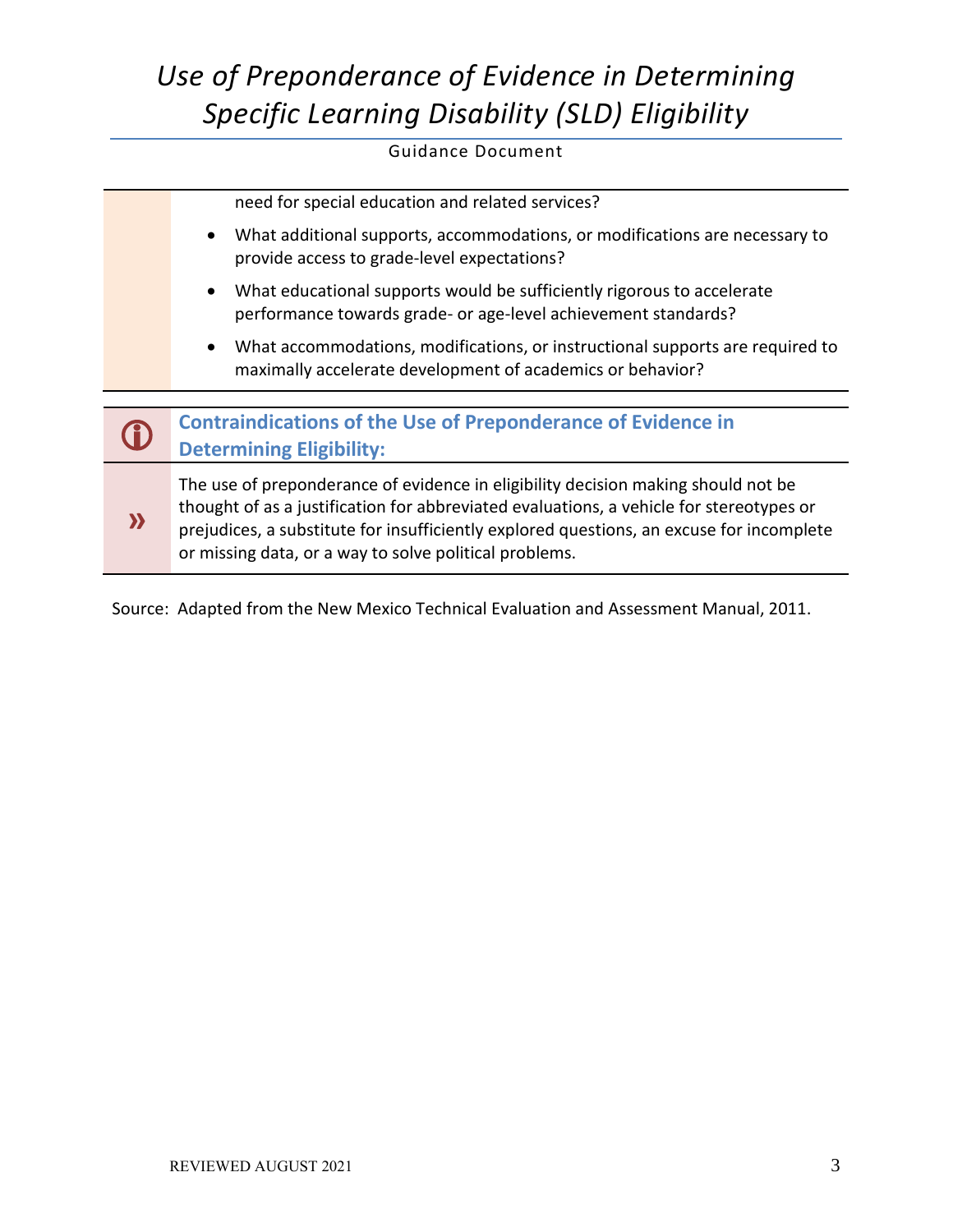need for special education and related services?

- What additional supports, accommodations, or modifications are necessary to provide access to grade-level expectations?
- What educational supports would be sufficiently rigorous to accelerate performance towards grade- or age-level achievement standards?
- What accommodations, modifications, or instructional supports are required to maximally accelerate development of academics or behavior?

### Contraindications of the Use of Preponderance of Evidence in Determining Eligibility:

The use of preponderance of evidence in eligibility decision making should not be thought of as a justification for abbreviated evaluations, a vehicle for stereotypes or prejudices, a substitute for insufficiently explored questions, an excuse for incomplete or missing data, or a way to solve political problems.

Source: Adapted from the New Mexico Technical Evaluation and Assessment Manual, 2011.